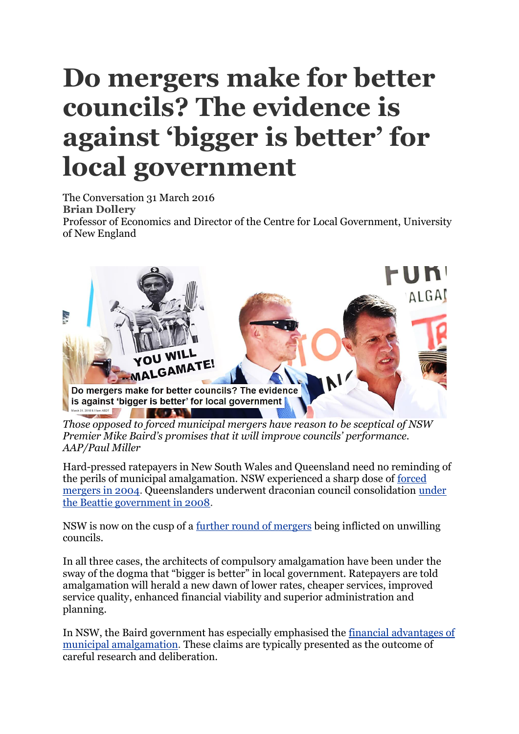# Do mergers make for better councils? The evidence is against 'bigger is better' for local government

The Conversation 31 March 2016
**Brian Dollery**
Professor of Economics and Director of the Centre for Local Government, University of New England

*Those opposed to forced municipal mergers have reason to be sceptical of NSW Premier Mike Baird's promises that it will improve councils' performance. AAP/Paul Miller*

Hard-pressed ratepayers in New South Wales and Queensland need no reminding of the perils of municipal amalgamation. NSW experienced a sharp dose of forced mergers in 2004. Queenslanders underwent draconian council consolidation under the Beattie government in 2008.

NSW is now on the cusp of a further round of mergers being inflicted on unwilling councils.

In all three cases, the architects of compulsory amalgamation have been under the sway of the dogma that "bigger is better" in local government. Ratepayers are told amalgamation will herald a new dawn of lower rates, cheaper services, improved service quality, enhanced financial viability and superior administration and planning.

In NSW, the Baird government has especially emphasised the financial advantages of municipal amalgamation. These claims are typically presented as the outcome of careful research and deliberation.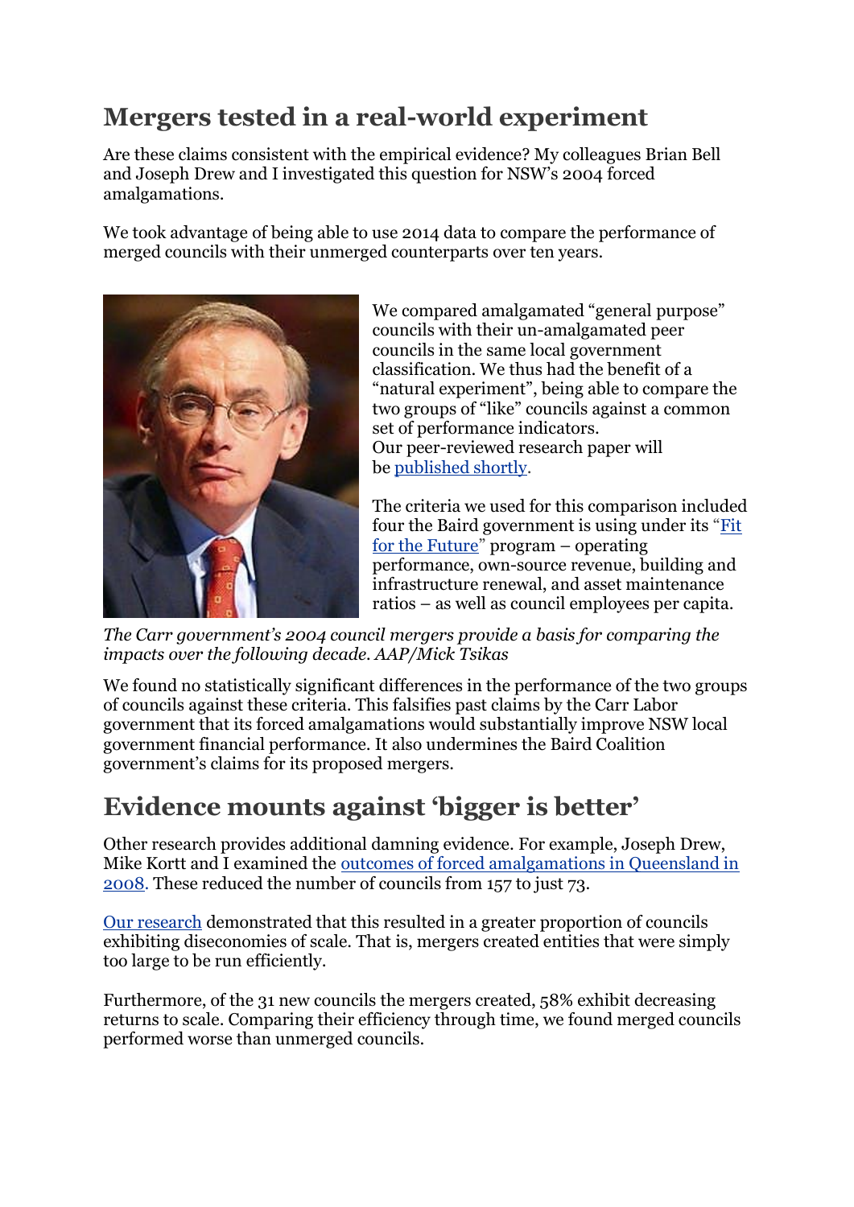## Mergers tested in a real-world experiment

Are these claims consistent with the empirical evidence? My colleagues Brian Bell and Joseph Drew and I investigated this question for NSW's 2004 forced amalgamations.

We took advantage of being able to use 2014 data to compare the performance of merged councils with their unmerged counterparts over ten years.

We compared amalgamated "general purpose" councils with their un-amalgamated peer councils in the same local government classification. We thus had the benefit of a "natural experiment", being able to compare the two groups of "like" councils against a common set of performance indicators.
Our peer-reviewed research paper will be [published shortly](#).

The criteria we used for this comparison included four the Baird government is using under its "[Fit for the Future](#)" program – operating performance, own-source revenue, building and infrastructure renewal, and asset maintenance ratios – as well as council employees per capita.

*The Carr government's 2004 council mergers provide a basis for comparing the impacts over the following decade. AAP/Mick Tsikas*

We found no statistically significant differences in the performance of the two groups of councils against these criteria. This falsifies past claims by the Carr Labor government that its forced amalgamations would substantially improve NSW local government financial performance. It also undermines the Baird Coalition government's claims for its proposed mergers.

## Evidence mounts against 'bigger is better'

Other research provides additional damning evidence. For example, Joseph Drew, Mike Kortt and I examined the [outcomes of forced amalgamations in Queensland in 2008](#). These reduced the number of councils from 157 to just 73.

[Our research](#) demonstrated that this resulted in a greater proportion of councils exhibiting diseconomies of scale. That is, mergers created entities that were simply too large to be run efficiently.

Furthermore, of the 31 new councils the mergers created, 58% exhibit decreasing returns to scale. Comparing their efficiency through time, we found merged councils performed worse than unmerged councils.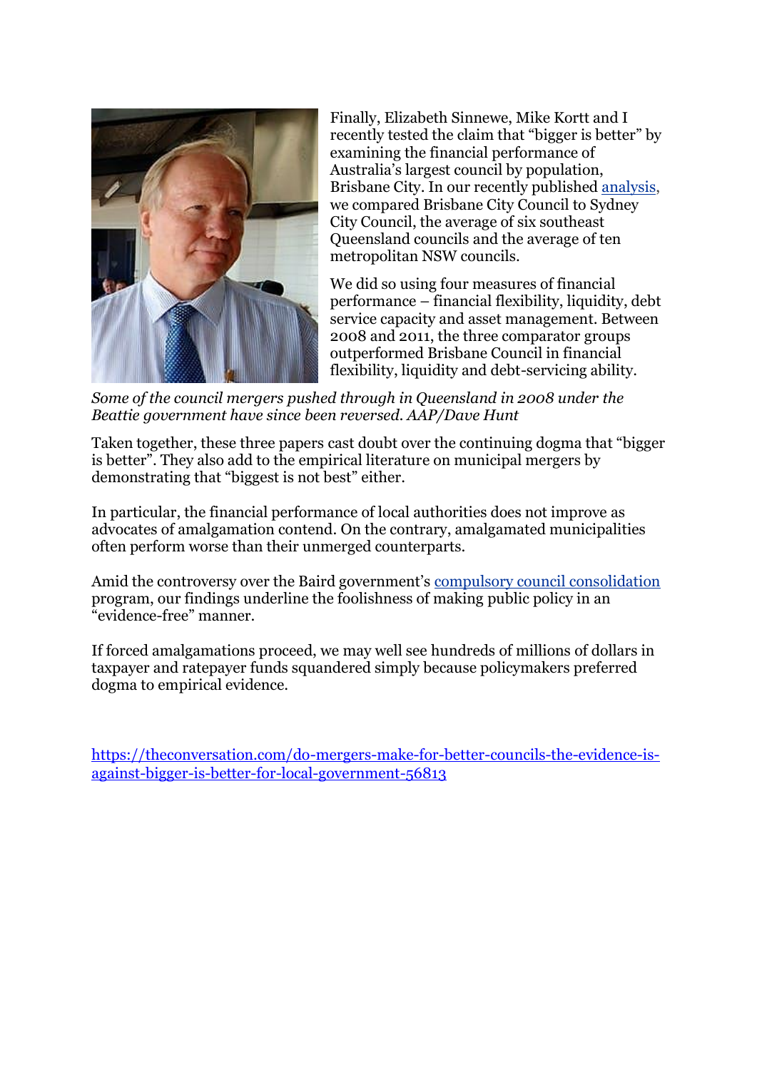Finally, Elizabeth Sinnewe, Mike Kortt and I recently tested the claim that "bigger is better" by examining the financial performance of Australia's largest council by population, Brisbane City. In our recently published [analysis](), we compared Brisbane City Council to Sydney City Council, the average of six southeast Queensland councils and the average of ten metropolitan NSW councils.

We did so using four measures of financial performance – financial flexibility, liquidity, debt service capacity and asset management. Between 2008 and 2011, the three comparator groups outperformed Brisbane Council in financial flexibility, liquidity and debt-servicing ability.

*Some of the council mergers pushed through in Queensland in 2008 under the Beattie government have since been reversed. AAP/Dave Hunt*

Taken together, these three papers cast doubt over the continuing dogma that "bigger is better". They also add to the empirical literature on municipal mergers by demonstrating that "biggest is not best" either.

In particular, the financial performance of local authorities does not improve as advocates of amalgamation contend. On the contrary, amalgamated municipalities often perform worse than their unmerged counterparts.

Amid the controversy over the Baird government's [compulsory council consolidation]() program, our findings underline the foolishness of making public policy in an "evidence-free" manner.

If forced amalgamations proceed, we may well see hundreds of millions of dollars in taxpayer and ratepayer funds squandered simply because policymakers preferred dogma to empirical evidence.

https://theconversation.com/do-mergers-make-for-better-councils-the-evidence-is-against-bigger-is-better-for-local-government-56813